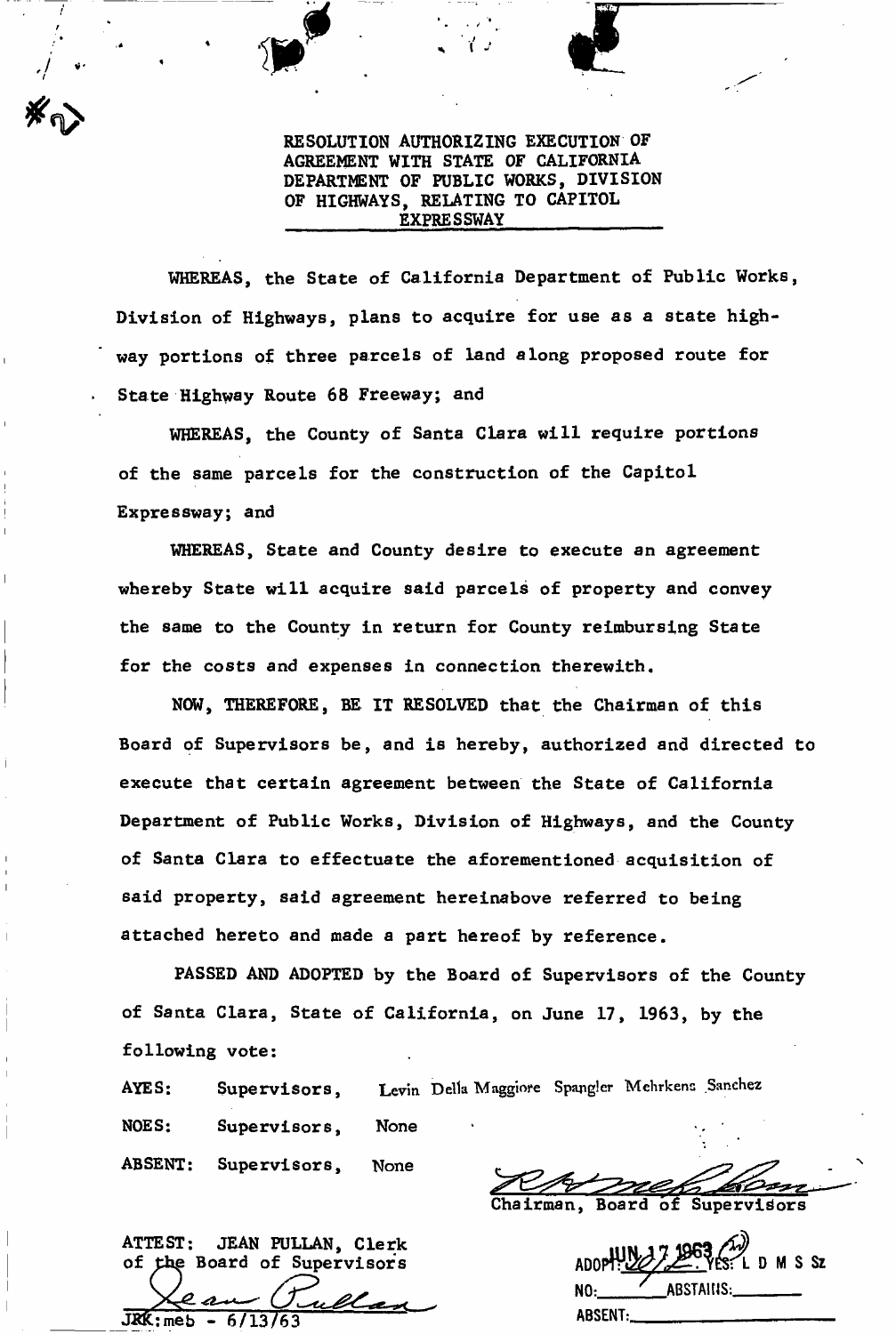#2

**RESOLUTION AUTHORIZING EXECUTION OF AGREEMENT WITH STATE OF CALIFORNIA DEPARTMENT OF PUBLIC WORKS, DIVISION OF HIGHWAYS, RELATING TO CAPITOL EXPRESSWAY**

WHEREAS, the State of California Department of Public Works, Division of Highways, plans to acquire for use as a state highway portions of three parcels of land along proposed route for State Highway Route 68 Freeway; and

WHEREAS, the County of Santa Clara will require portions of the same parcels for the construction of the Capitol Expressway; and

WHEREAS, State and County desire to execute an agreement whereby State will acquire said parcels of property and convey the same to the County in return for County reimbursing State for the costs and expenses in connection therewith.

NOW, THEREFORE, BE IT RESOLVED that the Chairman of this Board of Supervisors be, and is hereby, authorized and directed to execute that certain agreement between the State of California Department of Public Works, Division of Highways, and the County of Santa Clara to effectuate the aforementioned acquisition of said property, said agreement hereinabove referred to being attached hereto and made a part hereof by reference.

PASSED AND ADOPTED by the Board of Supervisors of the County of Santa Clara, State of California, on June 17, 1963, by the following vote:

AYES: Supervisors, Levin Della Maggiore Spangler Mehrkens Sanchez

NOES: Supervisors, None

ABSENT: Supervisors, None

Chairman, Board of Supervisors

ATTEST: JEAN PULLAN, Clerk of the Board of Supervisors

JRK:meb - 6/13/63

ADOPT: JUN 17 1963 YES: L D M S Sz
NO: ABSTAINS:
ABSENT: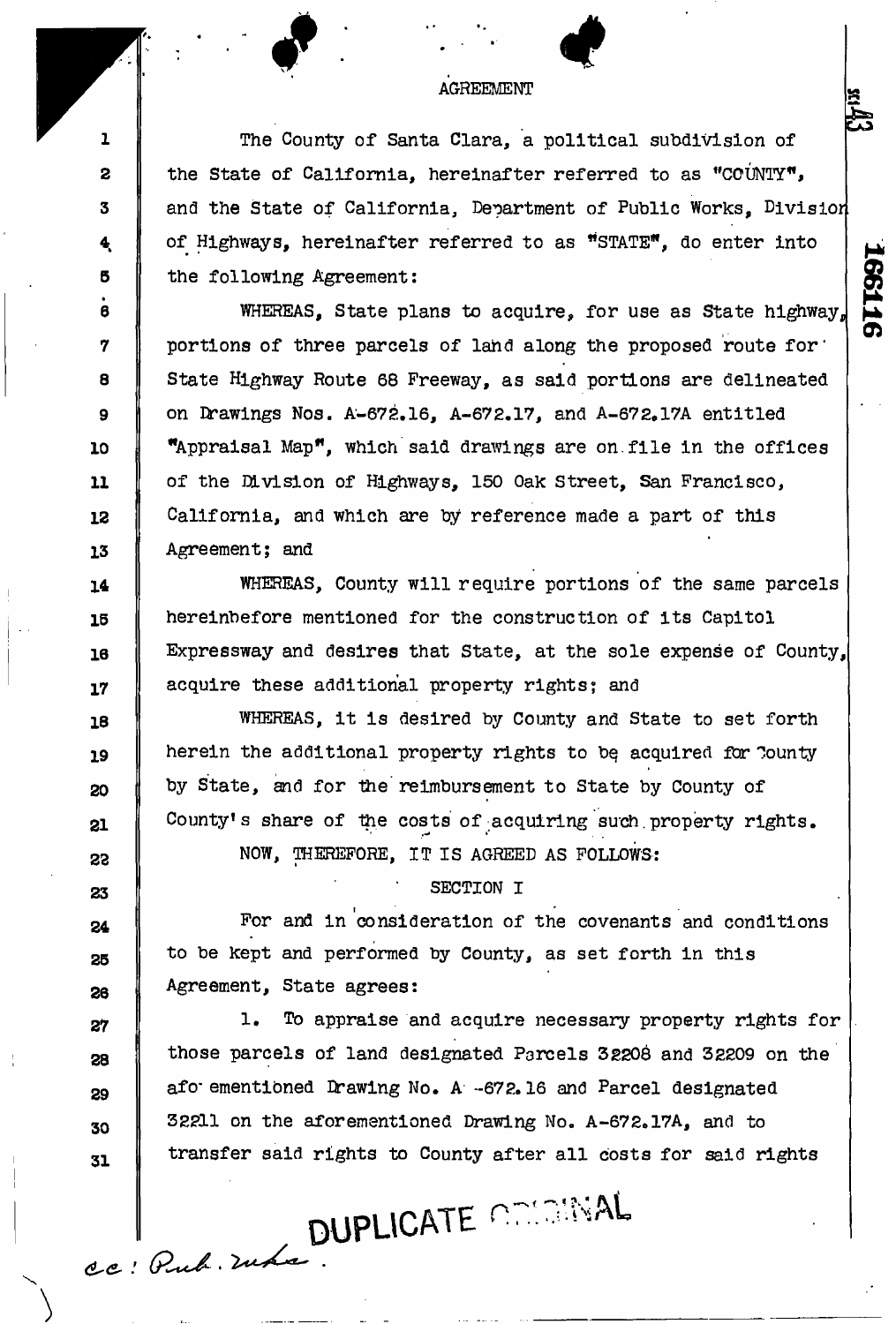# AGREEMENT

The County of Santa Clara, a political subdivision of the State of California, hereinafter referred to as "COUNTY", and the State of California, Department of Public Works, Division of Highways, hereinafter referred to as "STATE", do enter into the following Agreement:

WHEREAS, State plans to acquire, for use as State highway, portions of three parcels of land along the proposed route for State Highway Route 68 Freeway, as said portions are delineated on Drawings Nos. A-672.16, A-672.17, and A-672.17A entitled "Appraisal Map", which said drawings are on file in the offices of the Division of Highways, 150 Oak Street, San Francisco, California, and which are by reference made a part of this Agreement; and

WHEREAS, County will require portions of the same parcels hereinbefore mentioned for the construction of its Capitol Expressway and desires that State, at the sole expense of County, acquire these additional property rights; and

WHEREAS, it is desired by County and State to set forth herein the additional property rights to be acquired for County by State, and for the reimbursement to State by County of County's share of the costs of acquiring such property rights.

NOW, THEREFORE, IT IS AGREED AS FOLLOWS:

## SECTION I

For and in consideration of the covenants and conditions to be kept and performed by County, as set forth in this Agreement, State agrees:

1. To appraise and acquire necessary property rights for those parcels of land designated Parcels 32208 and 32209 on the aforementioned Drawing No. A-672.16 and Parcel designated 32211 on the aforementioned Drawing No. A-672.17A, and to transfer said rights to County after all costs for said rights

DUPLICATE ORIGINAL

cc: Pub. Wks.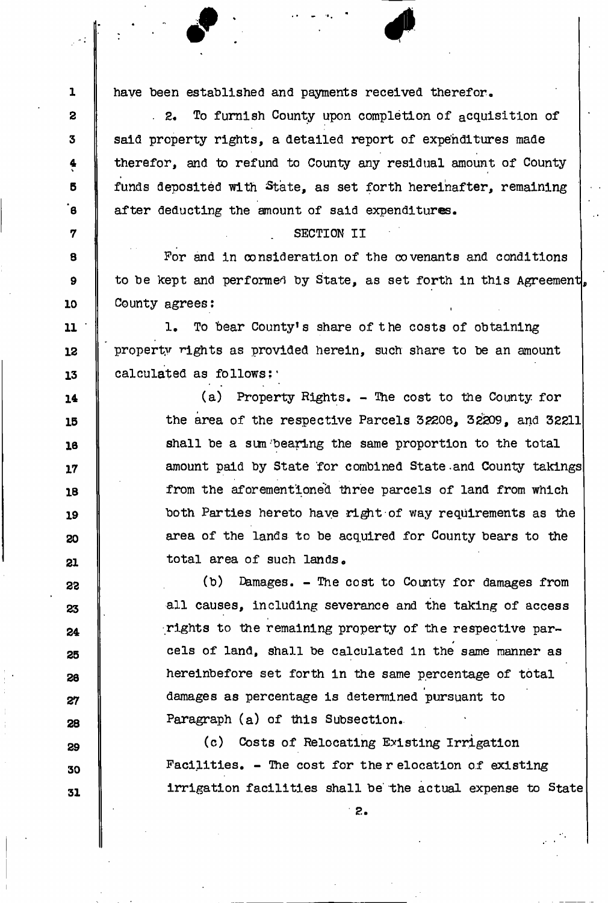have been established and payments received therefor.

2. To furnish County upon completion of acquisition of said property rights, a detailed report of expenditures made therefor, and to refund to County any residual amount of County funds deposited with State, as set forth hereinafter, remaining after deducting the amount of said expenditures.

## SECTION II

For and in consideration of the covenants and conditions to be kept and performed by State, as set forth in this Agreement, County agrees:

1. To bear County's share of the costs of obtaining property rights as provided herein, such share to be an amount calculated as follows:

(a) Property Rights. - The cost to the County for the area of the respective Parcels 32208, 32209, and 32211 shall be a sum bearing the same proportion to the total amount paid by State for combined State and County takings from the aforementioned three parcels of land from which both Parties hereto have right of way requirements as the area of the lands to be acquired for County bears to the total area of such lands.

(b) Damages. - The cost to County for damages from all causes, including severance and the taking of access rights to the remaining property of the respective parcels of land, shall be calculated in the same manner as hereinbefore set forth in the same percentage of total damages as percentage is determined pursuant to Paragraph (a) of this Subsection.

(c) Costs of Relocating Existing Irrigation Facilities. - The cost for the relocation of existing irrigation facilities shall be the actual expense to State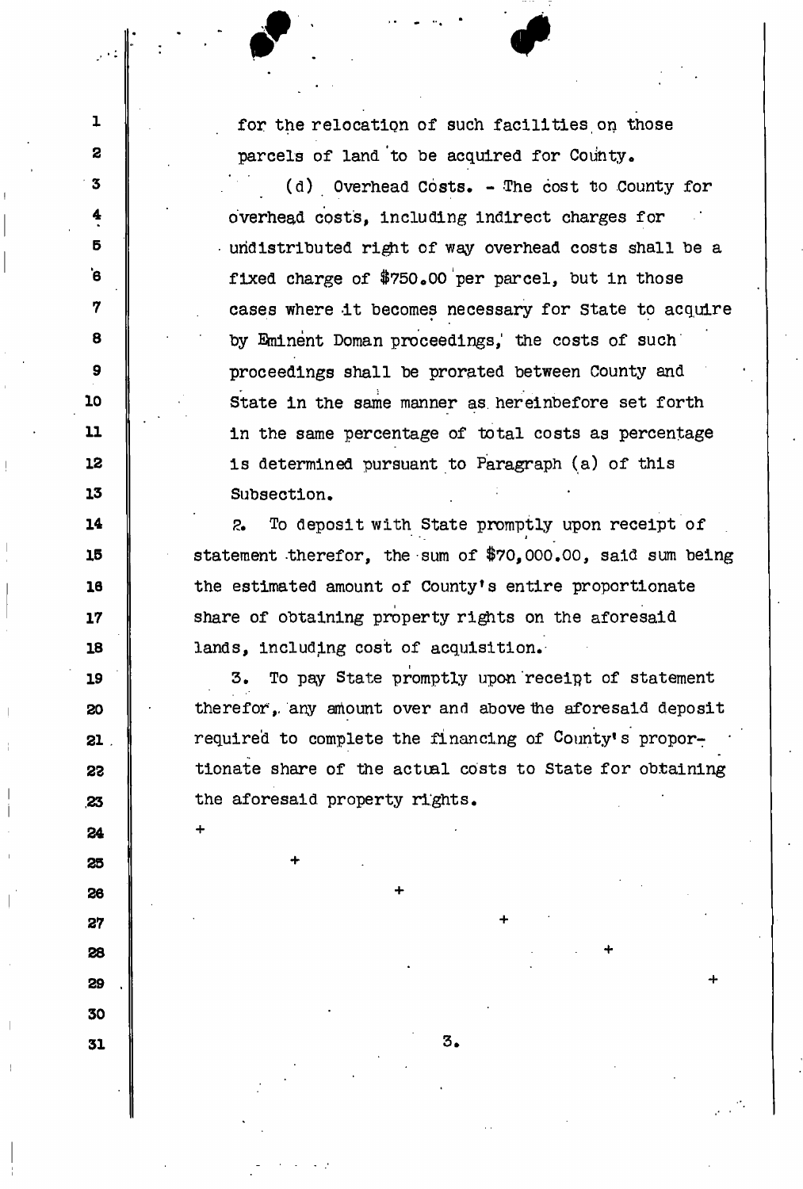for the relocation of such facilities on those parcels of land to be acquired for County.

(d) Overhead Costs. - The cost to County for overhead costs, including indirect charges for undistributed right of way overhead costs shall be a fixed charge of $750.00 per parcel, but in those cases where it becomes necessary for State to acquire by Eminent Doman proceedings, the costs of such proceedings shall be prorated between County and State in the same manner as hereinbefore set forth in the same percentage of total costs as percentage is determined pursuant to Paragraph (a) of this Subsection.

2. To deposit with State promptly upon receipt of statement therefor, the sum of $70,000.00, said sum being the estimated amount of County's entire proportionate share of obtaining property rights on the aforesaid lands, including cost of acquisition.

3. To pay State promptly upon receipt of statement therefor, any amount over and above the aforesaid deposit required to complete the financing of County's proportionate share of the actual costs to State for obtaining the aforesaid property rights.

\+ \+ \+ \+ \+ \+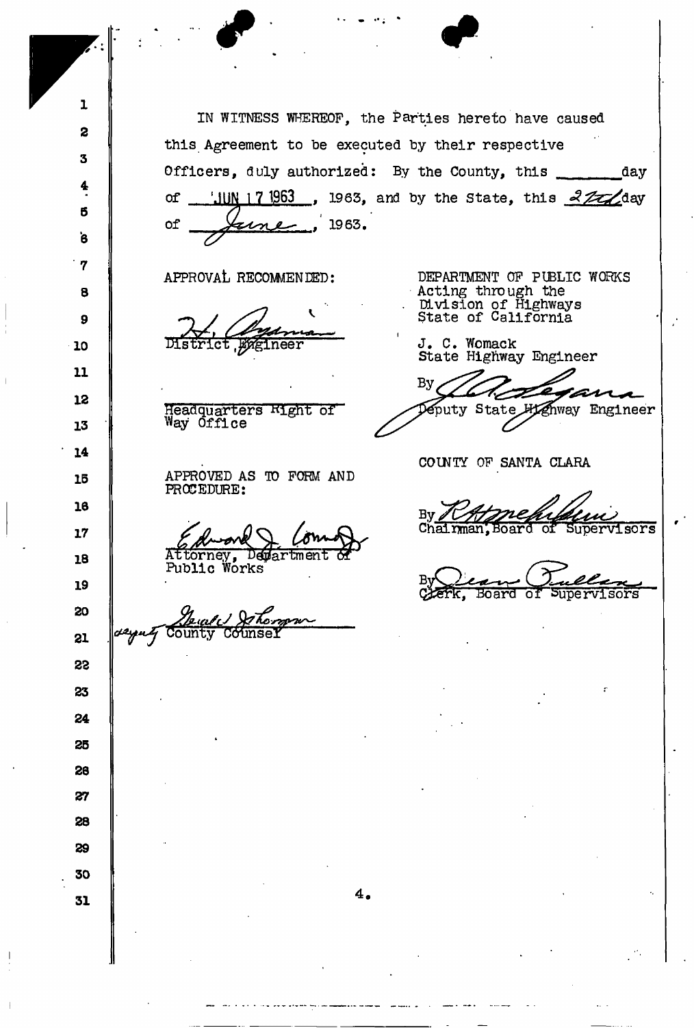IN WITNESS WHEREOF, the Parties hereto have caused this Agreement to be executed by their respective Officers, duly authorized: By the County, this _______ day of JUN 17 1963, 1963, and by the State, this 27th day of June, 1963.

APPROVAL RECOMMENDED:

_______________________
District Engineer

_______________________
Headquarters Right of Way Office

APPROVED AS TO FORM AND PROCEDURE:

_______________________
Attorney, Department of Public Works

_______________________
deputy County Counsel

DEPARTMENT OF PUBLIC WORKS
Acting through the
Division of Highways
State of California

J. C. Womack
State Highway Engineer

By _______________________
Deputy State Highway Engineer

COUNTY OF SANTA CLARA

By _______________________
Chairman, Board of Supervisors

By _______________________
Clerk, Board of Supervisors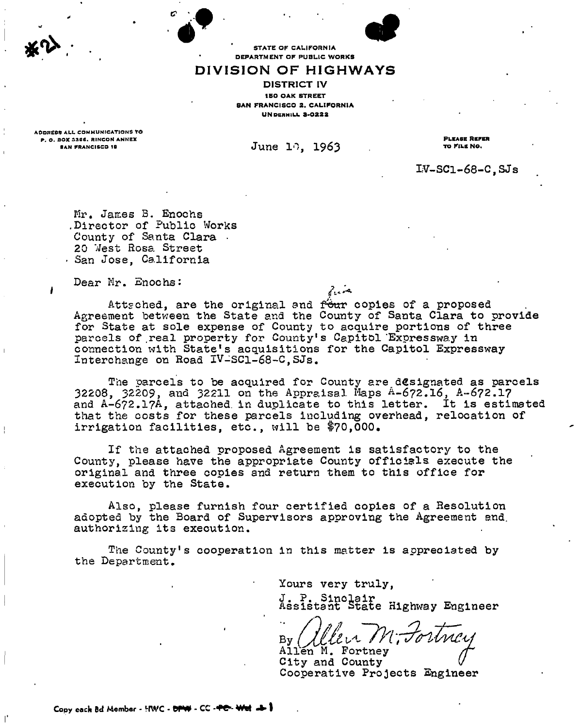#2

STATE OF CALIFORNIA
DEPARTMENT OF PUBLIC WORKS

# DIVISION OF HIGHWAYS

DISTRICT IV
150 OAK STREET
SAN FRANCISCO 2, CALIFORNIA
UNDERHILL 3-0222

ADDRESS ALL COMMUNICATIONS TO
P. O. BOX 3366, RINCON ANNEX
SAN FRANCISCO 19

June 10, 1963

PLEASE REFER
TO FILE NO.

IV-SCl-68-C,SJs

Mr. James B. Enochs
Director of Public Works
County of Santa Clara
20 West Rosa Street
San Jose, California

Dear Mr. Enochs:

Attached, are the original and ~~four~~ five copies of a proposed Agreement between the State and the County of Santa Clara to provide for State at sole expense of County to acquire portions of three parcels of real property for County's Capitol Expressway in connection with State's acquisitions for the Capitol Expressway Interchange on Road IV-SCl-68-C,SJs.

The parcels to be acquired for County are designated as parcels 32208, 32209, and 32211 on the Appraisal Maps A-672.16, A-672.17 and A-672.17A, attached in duplicate to this letter. It is estimated that the costs for these parcels including overhead, relocation of irrigation facilities, etc., will be $70,000.

If the attached proposed Agreement is satisfactory to the County, please have the appropriate County officials execute the original and three copies and return them to this office for execution by the State.

Also, please furnish four certified copies of a Resolution adopted by the Board of Supervisors approving the Agreement and authorizing its execution.

The County's cooperation in this matter is appreciated by the Department.

Yours very truly,

J. P. Sinclair
Assistant State Highway Engineer

By *Allen M. Fortney*
Allen M. Fortney
City and County
Cooperative Projects Engineer

Copy each Bd Member - HWC - ~~DPW~~ - CC - ~~PC~~ - ~~Wat~~ + 1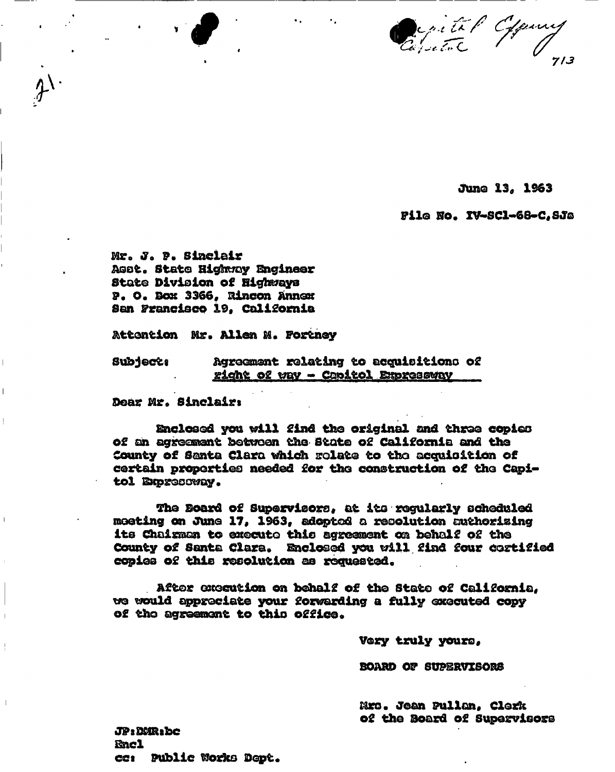Capitol Expressway

713

June 13, 1963

File No. IV-SCl-68-C,SJs

Mr. J. P. Sinclair
Asst. State Highway Engineer
State Division of Highways
P. O. Box 3366, Rincon Annex
San Francisco 19, California

Attention Mr. Allen M. Fortney

Subject: Agreement relating to acquisitions of right of way - Capitol Expressway

Dear Mr. Sinclair:

Enclosed you will find the original and three copies of an agreement between the State of California and the County of Santa Clara which relate to the acquisition of certain properties needed for the construction of the Capitol Expressway.

The Board of Supervisors, at its regularly scheduled meeting on June 17, 1963, adopted a resolution authorizing its Chairman to execute this agreement on behalf of the County of Santa Clara. Enclosed you will find four certified copies of this resolution as requested.

After execution on behalf of the State of California, we would appreciate your forwarding a fully executed copy of the agreement to this office.

Very truly yours,

BOARD OF SUPERVISORS

Mrs. Jean Pullan, Clerk
of the Board of Supervisors

JP:DMR:bc
Encl
cc: Public Works Dept.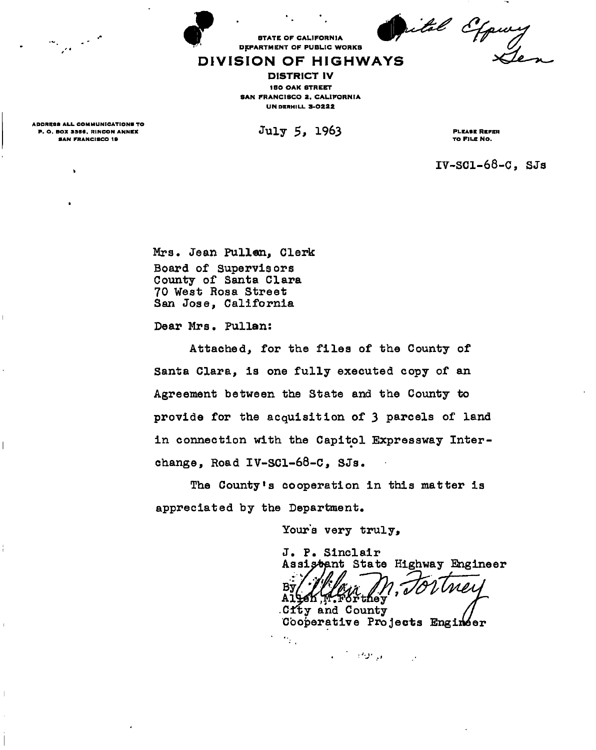Initial Expwy Gen

STATE OF CALIFORNIA
DEPARTMENT OF PUBLIC WORKS

# DIVISION OF HIGHWAYS

**DISTRICT IV**
150 OAK STREET
SAN FRANCISCO 2, CALIFORNIA
UNDERHILL 3-0222

ADDRESS ALL COMMUNICATIONS TO
P. O. BOX 3366, RINCON ANNEX
SAN FRANCISCO 19

July 5, 1963

PLEASE REFER TO FILE NO.

IV-SCl-68-C, SJs

Mrs. Jean Pullen, Clerk
Board of Supervisors
County of Santa Clara
70 West Rosa Street
San Jose, California

Dear Mrs. Pullen:

Attached, for the files of the County of Santa Clara, is one fully executed copy of an Agreement between the State and the County to provide for the acquisition of 3 parcels of land in connection with the Capitol Expressway Interchange, Road IV-SCl-68-C, SJs.

The County's cooperation in this matter is appreciated by the Department.

Yours very truly,

J. P. Sinclair
Assistant State Highway Engineer

By *Allen M. Fortney*
Allen M. Fortney
City and County
Cooperative Projects Engineer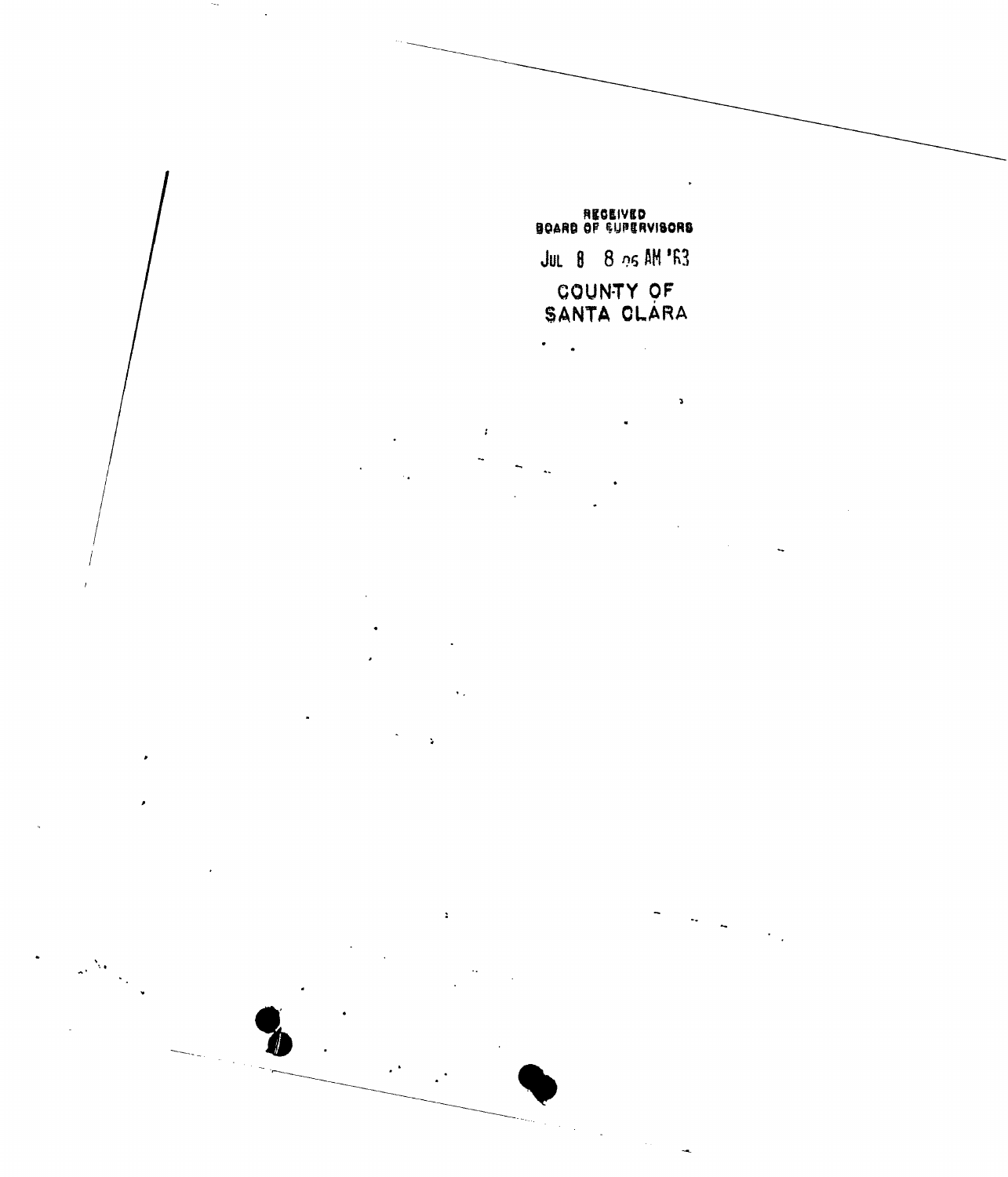RECEIVED
BOARD OF SUPERVISORS

JUL 8 8 05 AM '63

COUNTY OF
SANTA CLARA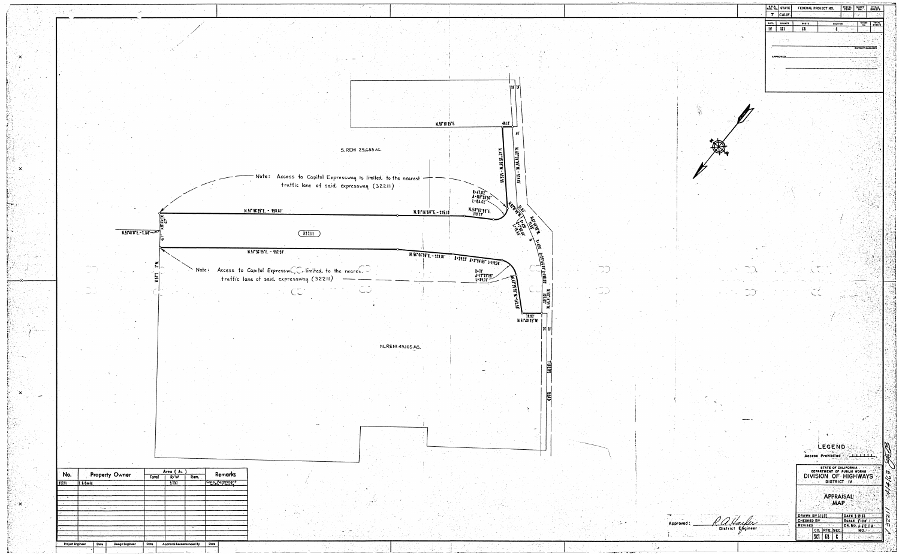| DIST. | COUNTY | ROUTE | SECTION |
|---|---|---|---|
| IV | SCl | 68 | C |

S.REM 25.688 AC.

Note: Access to Capitol Expressway is limited to the nearest traffic lane of said expressway (32211)

N.51°56'25"E. - 958.81'

N.51°16'58"E. - 376.18'

(32211)

N.51°56'25"E. - 962.20'

Note: Access to Capitol Expressway is limited to the nearest traffic lane of said expressway (32211)

N.REM 49.105 AC.

TULLY ROAD

| No. | Property Owner | Area (Ac.) Total | R/W | Rem. | Remarks |
|---|---|---|---|---|---|
| 32211 | E. Gould | | 5.737 | | Coop. Agreement with County |

LEGEND

Access Prohibited

STATE OF CALIFORNIA
DEPARTMENT OF PUBLIC WORKS
DIVISION OF HIGHWAYS
DISTRICT IV

APPRAISAL MAP

Approved: R.A. Hayler, District Engineer

| DRAWN BY | DATE | CHECKED BY | SCALE | REVISED | DR. NO. |
|---|---|---|---|---|---|
| | | | 1"=100' | | |

| CO. | RTE. | SEC. | NO. |
|---|---|---|---|
| SCl | 68 | C | |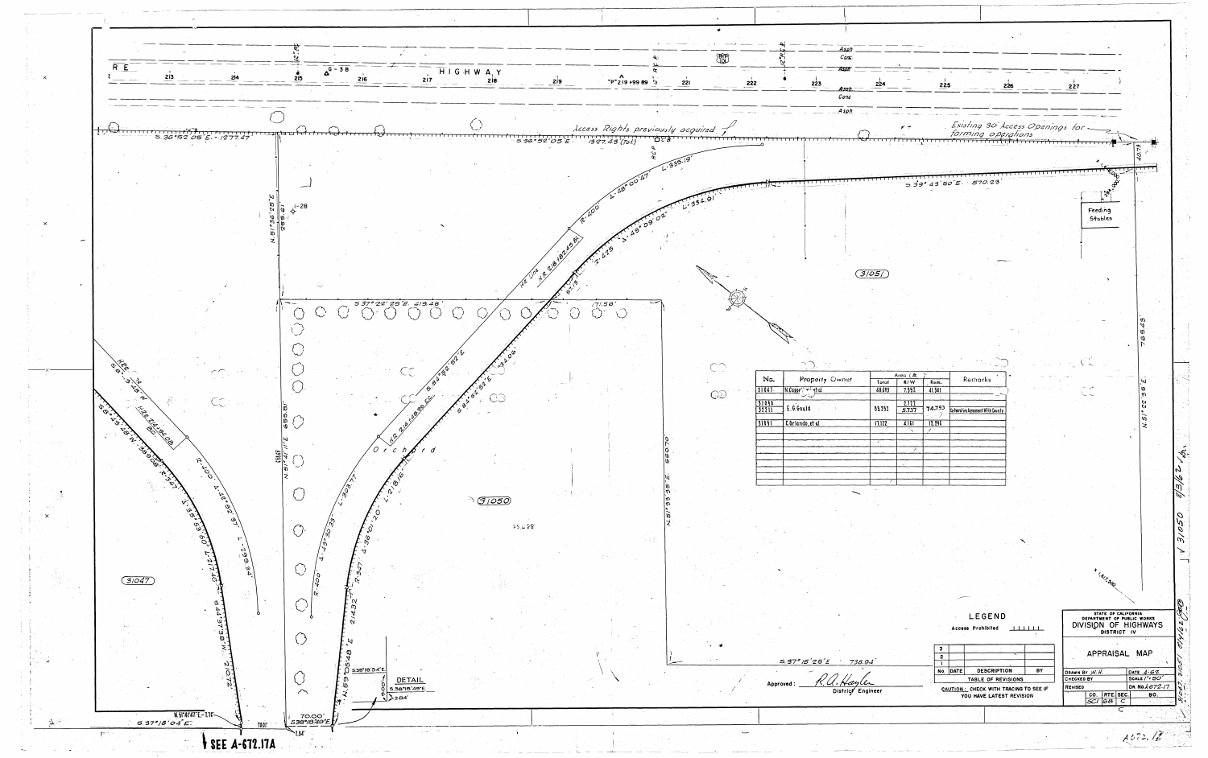# APPRAISAL MAP

STATE OF CALIFORNIA
DEPARTMENT OF PUBLIC WORKS
DIVISION OF HIGHWAYS
DISTRICT IV

HIGHWAY

Access Rights previously acquired

Existing 30' Access Openings for farming operations

S 38°52'05"E - 1277.47'

S 38°52'05"E 1327.43 (Tot)

S 39°43'50"E 570.23'

Feeding Stables

N 51°22'35"E 785.43'

S 37°22'25"E 419.48'

71.56'

N 51°33'35"E 590.70'

S 37°15'26"E 738.94'

N 51°41'11"E 655.81'

N 51°38'25"E 285.61'

Orchard

(31051)

(31050)

(31047)

R-400 Δ-48°00'47" L-335.19'

R-475 Δ-45°09'02" L-334.61'

R-400 Δ-40°20'37" L-299.94'

R-400 Δ-73°50'33" L-503.77'

R-347 Δ-36°01'20" L-218.16

S 84°52'52"E

HR 218+25 B.C.

HR 214+18.90 E.C.

HR 214+94.08 E.C.

DETAIL

S 38°18'54"E

S 38°18'49"E

70.00'

S 37°18'04"E

**SEE A-672.17A**

| No. | Property Owner | Area (Ac) Total | Area (Ac) R/W | Area (Ac) Rem. | Remarks |
|---|---|---|---|---|---|
| 31047 | N. Copp..., et al | 48.693 | 7.352 | 41.341 | |
| 31050<br>31211 | E. G. Gould | 85.252 | 2.722<br>5.737 | 74.793 | Co-Operative Agreement With County |
| 31051 | C. Orlando, et al | 17.122 | 4.161 | 12.961 | |

## LEGEND

Access Prohibited

| No. | DATE | DESCRIPTION | BY |
|---|---|---|---|
| 3 | | | |
| 2 | | | |
| 1 | | | |

TABLE OF REVISIONS

CAUTION: CHECK WITH TRACING TO SEE IF YOU HAVE LATEST REVISION

Approved: R.A. Hayler, District Engineer

DRAWN BY N.H. — DATE 4-62
CHECKED BY — SCALE 1"=50'
REVISED — DR. No. A 672.17

| CO. | RTE. | SEC. | NO. |
|---|---|---|---|
| SCl | 68 | C | |

A672.17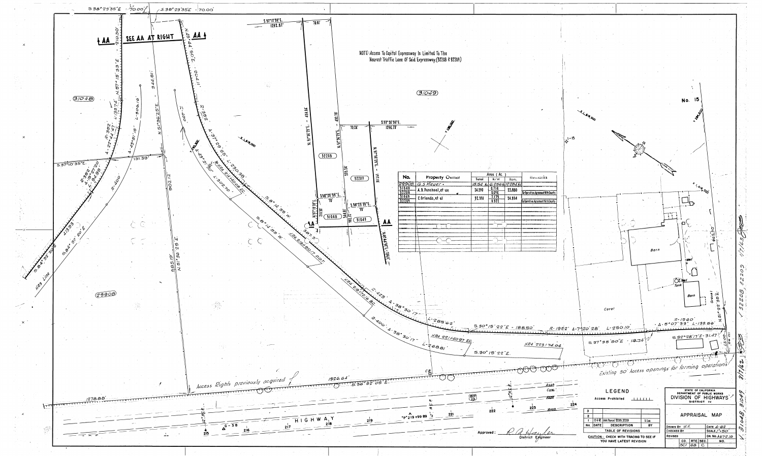NOTE: Access To Capitol Expressway Is Limited To The Nearest Traffic Lane Of Said Expressway. (32208 & 32209)

| No. | Property Owner | Area (Ac.) | | | Remarks |
|---|---|---|---|---|---|
| | | Total | R/W | Rem. | |
| 29908 | G. J. Meyer + | 18.54 Ac. | 6.256 Ac. | 12.284 Ac. | |
| 31048 | A. B. Paschoal, et ux | 24.290 | 0.714 | 22.880 | |
| 32208 | | | 0.696 | | Co-Operative Agreement With County |
| 31049 | C. Orlando, et al | 32.951 | 7.175 | 24.854 | |
| 32209 | | | 0.922 | | Co-Operative Agreement With County |

SEE AA AT RIGHT

AA

(31048) (29908) (31049) (32208) (32209)

No. 15

Barn

Barn

Tank

Well

Coral

Access Rights previously acquired

Existing 30' Access openings for farming operations

HIGHWAY

Approved: R. A. Hayler, District Engineer

LEGEND

Access Prohibited

| No. | DATE | DESCRIPTION | BY |
|---|---|---|---|
| 3 | | | |
| 2 | | | |
| 1 | 11-6-62 | Add Parcel 32208, 32209 | | 
| | | TABLE OF REVISIONS | |

CAUTION: CHECK WITH TRACING TO SEE IF YOU HAVE LATEST REVISION

STATE OF CALIFORNIA
DEPARTMENT OF PUBLIC WORKS
DIVISION OF HIGHWAYS
DISTRICT IV

APPRAISAL MAP

| | |
|---|---|
| DRAWN BY W.H. | DATE 4-62 |
| CHECKED BY | SCALE 1" = 50' |
| REVISED | DR. NO. 1672.16 |

| CO. | RTE. | SEC. | NO. |
|---|---|---|---|
| SCl | 68 | C | |

V. 31048, 31049, 32208, 32209